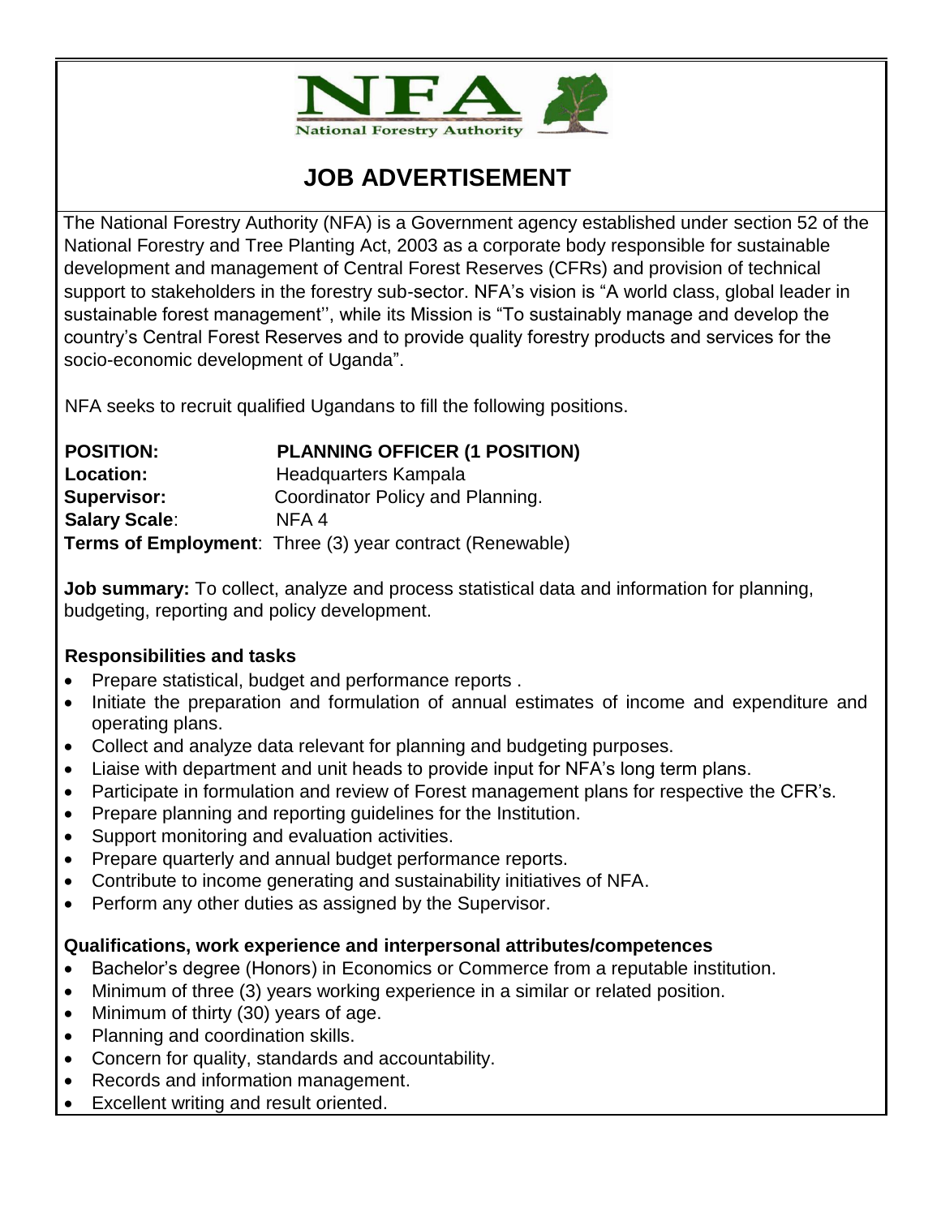NFA
National Forestry Authority

# JOB ADVERTISEMENT

The National Forestry Authority (NFA) is a Government agency established under section 52 of the National Forestry and Tree Planting Act, 2003 as a corporate body responsible for sustainable development and management of Central Forest Reserves (CFRs) and provision of technical support to stakeholders in the forestry sub-sector. NFA's vision is "A world class, global leader in sustainable forest management'', while its Mission is "To sustainably manage and develop the country's Central Forest Reserves and to provide quality forestry products and services for the socio-economic development of Uganda".

NFA seeks to recruit qualified Ugandans to fill the following positions.

**POSITION:** **PLANNING OFFICER (1 POSITION)**
**Location:** Headquarters Kampala
**Supervisor:** Coordinator Policy and Planning.
**Salary Scale**: NFA 4
**Terms of Employment**: Three (3) year contract (Renewable)

**Job summary:** To collect, analyze and process statistical data and information for planning, budgeting, reporting and policy development.

**Responsibilities and tasks**

- Prepare statistical, budget and performance reports .
- Initiate the preparation and formulation of annual estimates of income and expenditure and operating plans.
- Collect and analyze data relevant for planning and budgeting purposes.
- Liaise with department and unit heads to provide input for NFA's long term plans.
- Participate in formulation and review of Forest management plans for respective the CFR's.
- Prepare planning and reporting guidelines for the Institution.
- Support monitoring and evaluation activities.
- Prepare quarterly and annual budget performance reports.
- Contribute to income generating and sustainability initiatives of NFA.
- Perform any other duties as assigned by the Supervisor.

**Qualifications, work experience and interpersonal attributes/competences**

- Bachelor's degree (Honors) in Economics or Commerce from a reputable institution.
- Minimum of three (3) years working experience in a similar or related position.
- Minimum of thirty (30) years of age.
- Planning and coordination skills.
- Concern for quality, standards and accountability.
- Records and information management.
- Excellent writing and result oriented.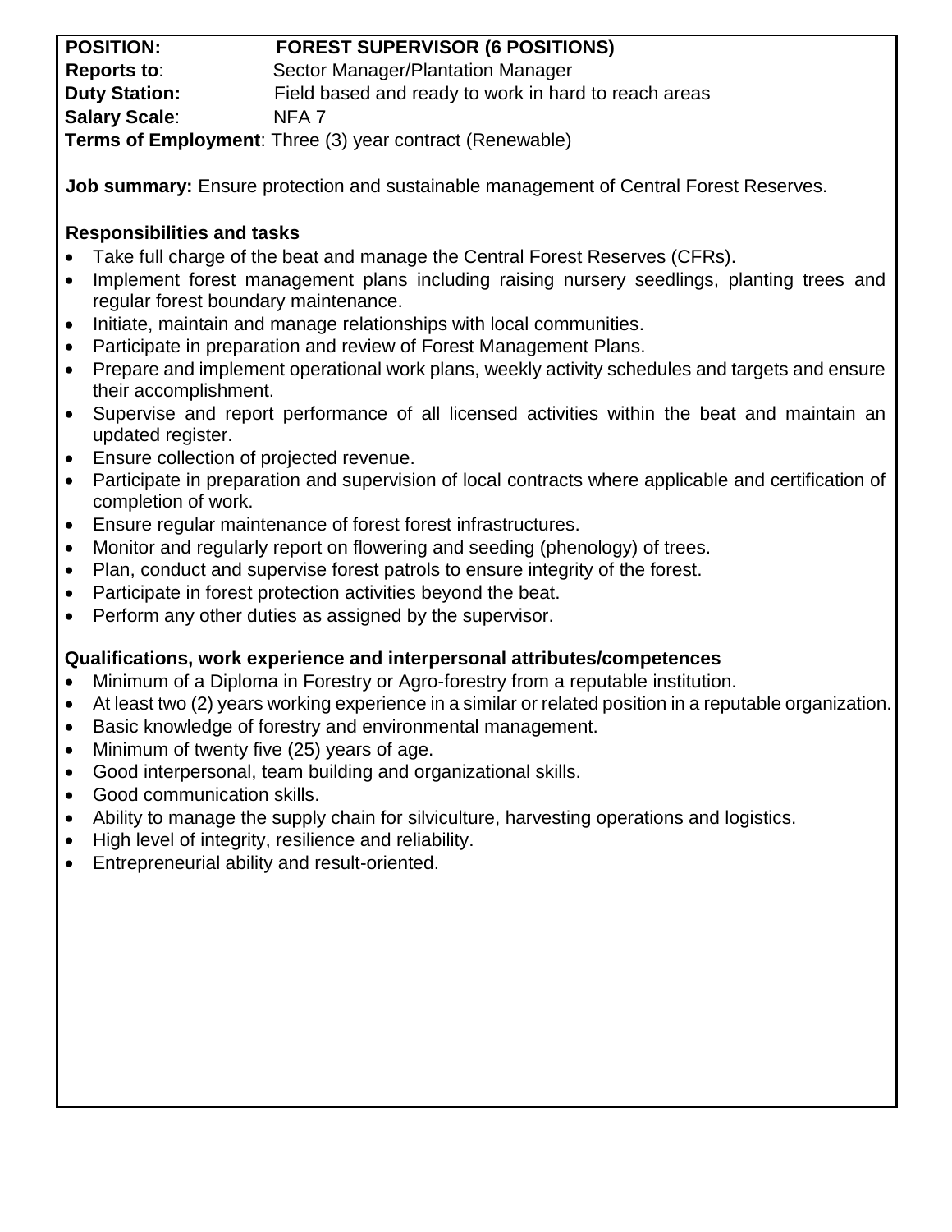**POSITION:** **FOREST SUPERVISOR (6 POSITIONS)**
**Reports to**: Sector Manager/Plantation Manager
**Duty Station:** Field based and ready to work in hard to reach areas
**Salary Scale**: NFA 7
**Terms of Employment**: Three (3) year contract (Renewable)

**Job summary:** Ensure protection and sustainable management of Central Forest Reserves.

**Responsibilities and tasks**

- Take full charge of the beat and manage the Central Forest Reserves (CFRs).
- Implement forest management plans including raising nursery seedlings, planting trees and regular forest boundary maintenance.
- Initiate, maintain and manage relationships with local communities.
- Participate in preparation and review of Forest Management Plans.
- Prepare and implement operational work plans, weekly activity schedules and targets and ensure their accomplishment.
- Supervise and report performance of all licensed activities within the beat and maintain an updated register.
- Ensure collection of projected revenue.
- Participate in preparation and supervision of local contracts where applicable and certification of completion of work.
- Ensure regular maintenance of forest forest infrastructures.
- Monitor and regularly report on flowering and seeding (phenology) of trees.
- Plan, conduct and supervise forest patrols to ensure integrity of the forest.
- Participate in forest protection activities beyond the beat.
- Perform any other duties as assigned by the supervisor.

**Qualifications, work experience and interpersonal attributes/competences**

- Minimum of a Diploma in Forestry or Agro-forestry from a reputable institution.
- At least two (2) years working experience in a similar or related position in a reputable organization.
- Basic knowledge of forestry and environmental management.
- Minimum of twenty five (25) years of age.
- Good interpersonal, team building and organizational skills.
- Good communication skills.
- Ability to manage the supply chain for silviculture, harvesting operations and logistics.
- High level of integrity, resilience and reliability.
- Entrepreneurial ability and result-oriented.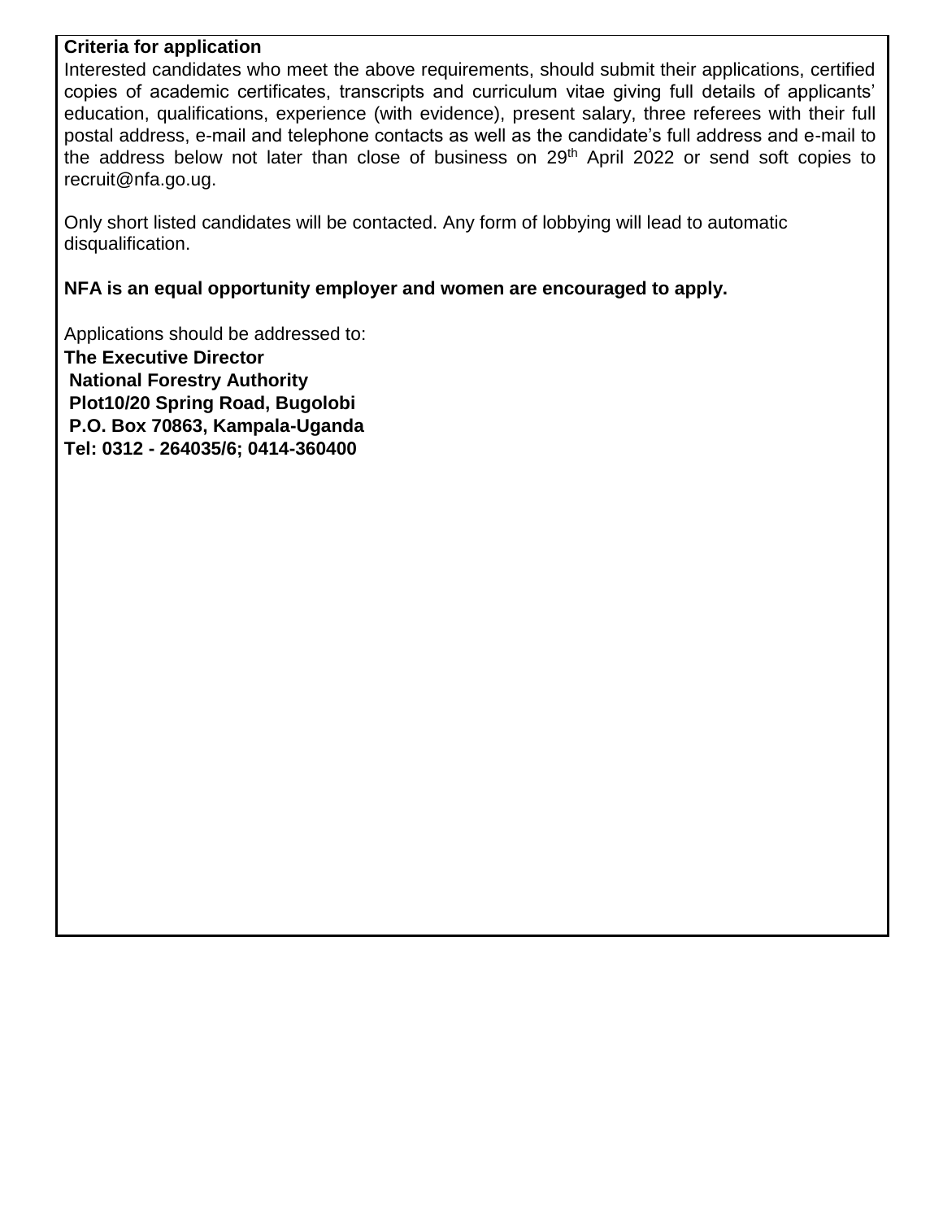**Criteria for application**

Interested candidates who meet the above requirements, should submit their applications, certified copies of academic certificates, transcripts and curriculum vitae giving full details of applicants' education, qualifications, experience (with evidence), present salary, three referees with their full postal address, e-mail and telephone contacts as well as the candidate's full address and e-mail to the address below not later than close of business on 29th April 2022 or send soft copies to recruit@nfa.go.ug.

Only short listed candidates will be contacted. Any form of lobbying will lead to automatic disqualification.

**NFA is an equal opportunity employer and women are encouraged to apply.**

Applications should be addressed to:

**The Executive Director**  
**National Forestry Authority**  
**Plot10/20 Spring Road, Bugolobi**  
**P.O. Box 70863, Kampala-Uganda**  
**Tel: 0312 - 264035/6; 0414-360400**